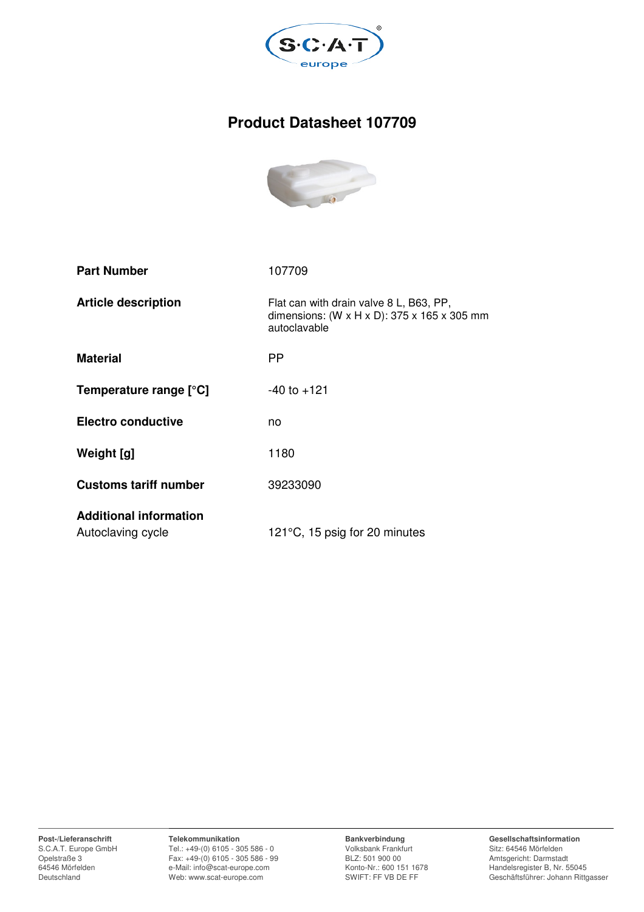# Product Datasheet 107709

| | |
|---|---|
| **Part Number** | 107709 |
| **Article description** | Flat can with drain valve 8 L, B63, PP, dimensions: (W x H x D): 375 x 165 x 305 mm autoclavable |
| **Material** | PP |
| **Temperature range [°C]** | -40 to +121 |
| **Electro conductive** | no |
| **Weight [g]** | 1180 |
| **Customs tariff number** | 39233090 |

**Additional information**

| | |
|---|---|
| Autoclaving cycle | 121°C, 15 psig for 20 minutes |

**Post-/Lieferanschrift**
S.C.A.T. Europe GmbH
Opelstraße 3
64546 Mörfelden
Deutschland

**Telekommunikation**
Tel.: +49-(0) 6105 - 305 586 - 0
Fax: +49-(0) 6105 - 305 586 - 99
e-Mail: info@scat-europe.com
Web: www.scat-europe.com

**Bankverbindung**
Volksbank Frankfurt
BLZ: 501 900 00
Konto-Nr.: 600 151 1678
SWIFT: FF VB DE FF

**Gesellschaftsinformation**
Sitz: 64546 Mörfelden
Amtsgericht: Darmstadt
Handelsregister B, Nr. 55045
Geschäftsführer: Johann Rittgasser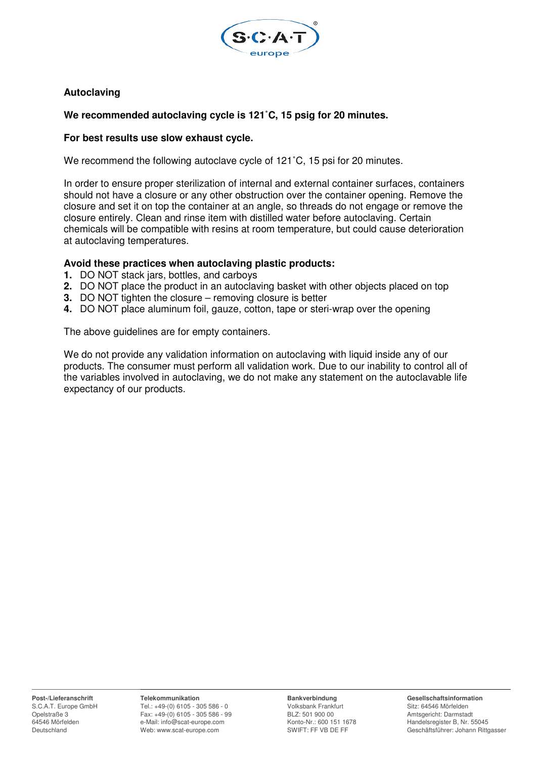**Autoclaving**

**We recommended autoclaving cycle is 121˚C, 15 psig for 20 minutes.**

**For best results use slow exhaust cycle.**

We recommend the following autoclave cycle of 121˚C, 15 psi for 20 minutes.

In order to ensure proper sterilization of internal and external container surfaces, containers should not have a closure or any other obstruction over the container opening. Remove the closure and set it on top the container at an angle, so threads do not engage or remove the closure entirely. Clean and rinse item with distilled water before autoclaving. Certain chemicals will be compatible with resins at room temperature, but could cause deterioration at autoclaving temperatures.

**Avoid these practices when autoclaving plastic products:**

1. DO NOT stack jars, bottles, and carboys
2. DO NOT place the product in an autoclaving basket with other objects placed on top
3. DO NOT tighten the closure – removing closure is better
4. DO NOT place aluminum foil, gauze, cotton, tape or steri-wrap over the opening

The above guidelines are for empty containers.

We do not provide any validation information on autoclaving with liquid inside any of our products. The consumer must perform all validation work. Due to our inability to control all of the variables involved in autoclaving, we do not make any statement on the autoclavable life expectancy of our products.